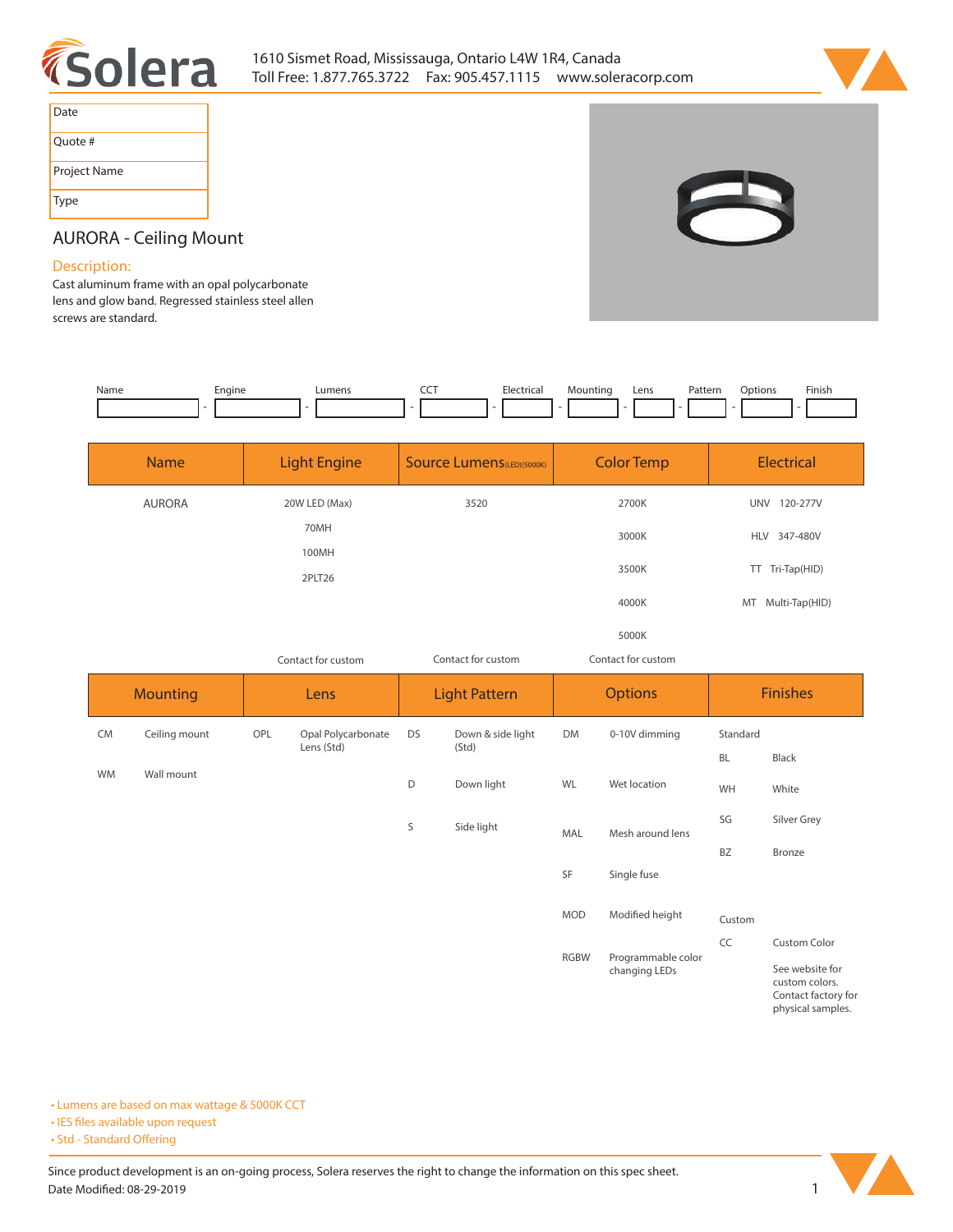Solera

1610 Sismet Road, Mississauga, Ontario L4W 1R4, Canada
Toll Free: 1.877.765.3722 Fax: 905.457.1115 www.soleracorp.com

| Date | |
|---|---|
| Quote # | |
| Project Name | |
| Type | |

# AURORA - Ceiling Mount

## Description:

Cast aluminum frame with an opal polycarbonate lens and glow band. Regressed stainless steel allen screws are standard.

| Name | Engine | Lumens | CCT | Electrical | Mounting | Lens | Pattern | Options | Finish |
|---|---|---|---|---|---|---|---|---|---|
| | - | - | - | - | - | - | - | - | - |

| Name | Light Engine | Source Lumens (LED)(5000K) | Color Temp | Electrical |
|---|---|---|---|---|
| AURORA | 20W LED (Max) | 3520 | 2700K | UNV 120-277V |
| | 70MH | | 3000K | HLV 347-480V |
| | 100MH | | 3500K | TT Tri-Tap(HID) |
| | 2PLT26 | | 4000K | MT Multi-Tap(HID) |
| | | | 5000K | |
| | Contact for custom | Contact for custom | Contact for custom | |

| Mounting | | Lens | | Light Pattern | | Options | | Finishes | |
|---|---|---|---|---|---|---|---|---|---|
| CM | Ceiling mount | OPL | Opal Polycarbonate Lens (Std) | DS | Down & side light (Std) | DM | 0-10V dimming | Standard | |
| WM | Wall mount | | | D | Down light | WL | Wet location | BL | Black |
| | | | | S | Side light | MAL | Mesh around lens | WH | White |
| | | | | | | SF | Single fuse | SG | Silver Grey |
| | | | | | | MOD | Modified height | BZ | Bronze |
| | | | | | | RGBW | Programmable color changing LEDs | Custom | |
| | | | | | | | | CC | Custom Color |
| | | | | | | | | | See website for custom colors. Contact factory for physical samples. |

- Lumens are based on max wattage & 5000K CCT
- IES files available upon request
- Std - Standard Offering

Since product development is an on-going process, Solera reserves the right to change the information on this spec sheet.
Date Modified: 08-29-2019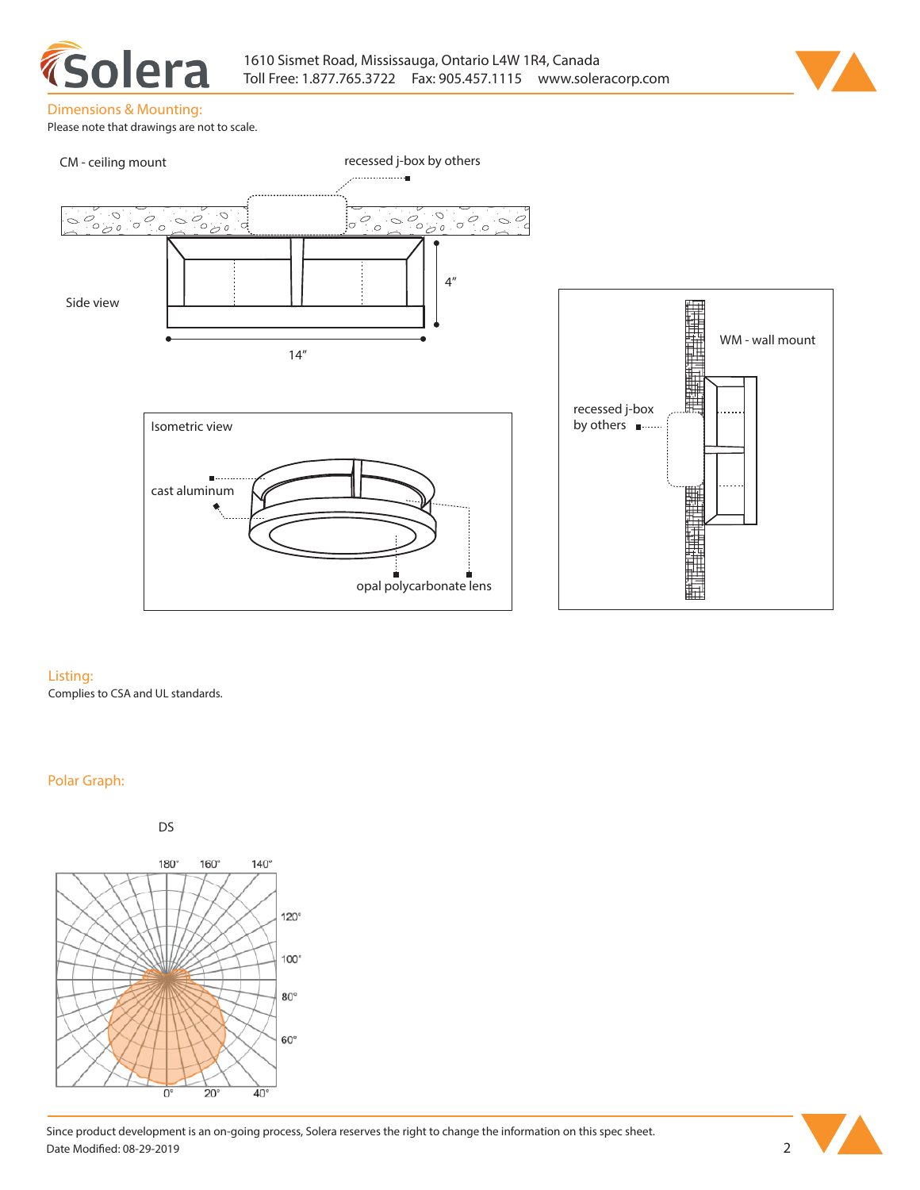1610 Sismet Road, Mississauga, Ontario L4W 1R4, Canada
Toll Free: 1.877.765.3722 Fax: 905.457.1115 www.soleracorp.com

## Dimensions & Mounting:

Please note that drawings are not to scale.

CM - ceiling mount

recessed j-box by others

Side view

4″

14″

Isometric view

cast aluminum

opal polycarbonate lens

WM - wall mount

recessed j-box by others

## Listing:

Complies to CSA and UL standards.

## Polar Graph:

DS

180° 160° 140°

120°

100°

80°

60°

0° 20° 40°

Since product development is an on-going process, Solera reserves the right to change the information on this spec sheet.
Date Modified: 08-29-2019